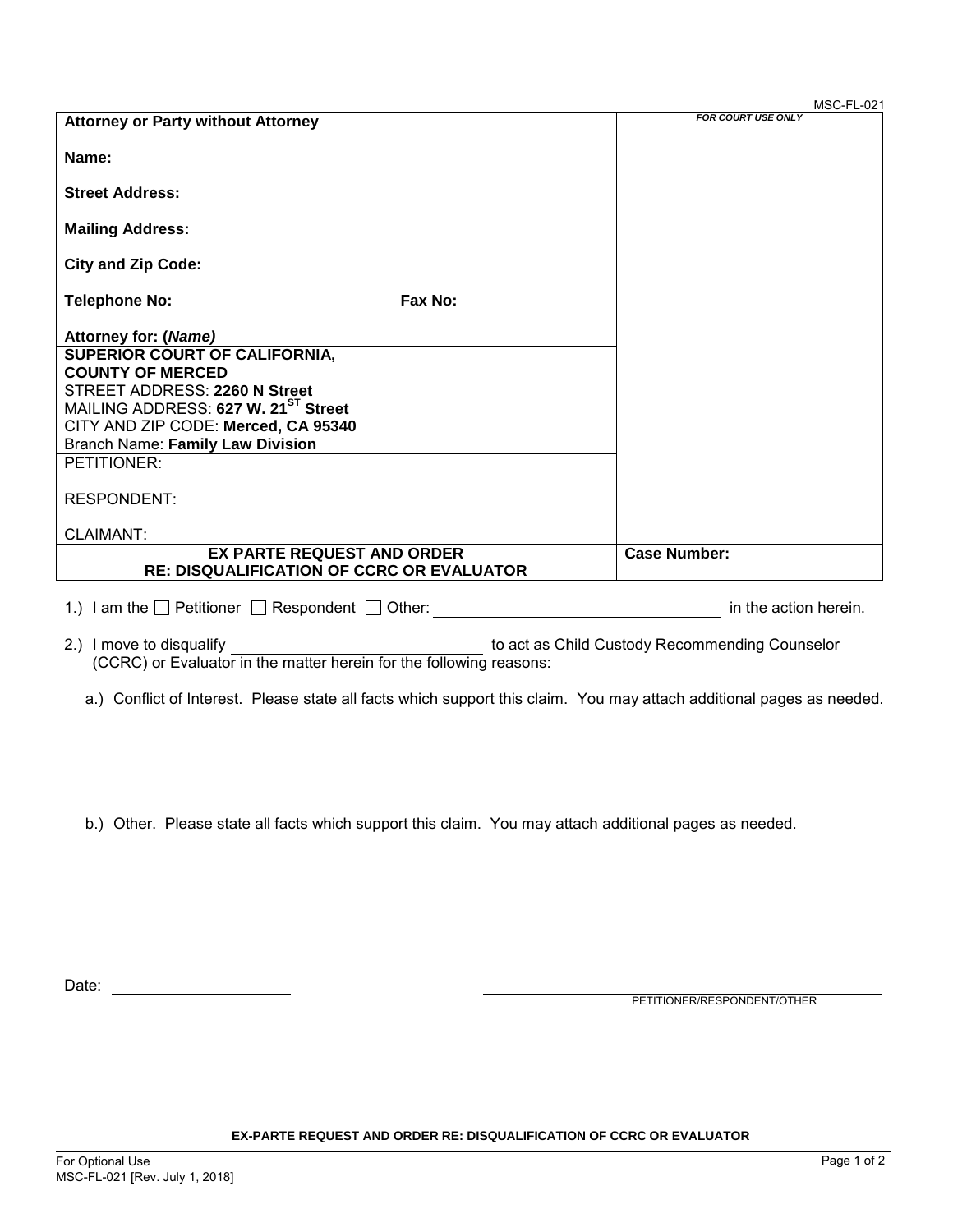MSC-FL-021

| Attorney or Party without Attorney | FOR COURT USE ONLY |
|---|---|
| **Name:** | |
| **Street Address:** | |
| **Mailing Address:** | |
| **City and Zip Code:** | |
| **Telephone No:** **Fax No:** | |
| **Attorney for: (*Name*)** | |
| **SUPERIOR COURT OF CALIFORNIA, COUNTY OF MERCED** STREET ADDRESS: **2260 N Street** MAILING ADDRESS: **627 W. 21ST Street** CITY AND ZIP CODE: **Merced, CA 95340** Branch Name: **Family Law Division** | |
| PETITIONER: | |
| RESPONDENT: | |
| CLAIMANT: | |
| **EX PARTE REQUEST AND ORDER RE: DISQUALIFICATION OF CCRC OR EVALUATOR** | **Case Number:** |

1.) I am the ☐ Petitioner ☐ Respondent ☐ Other: ______________________ in the action herein.

2.) I move to disqualify ______________________ to act as Child Custody Recommending Counselor (CCRC) or Evaluator in the matter herein for the following reasons:

a.) Conflict of Interest. Please state all facts which support this claim. You may attach additional pages as needed.

b.) Other. Please state all facts which support this claim. You may attach additional pages as needed.

Date: ______________________

______________________________
PETITIONER/RESPONDENT/OTHER

**EX-PARTE REQUEST AND ORDER RE: DISQUALIFICATION OF CCRC OR EVALUATOR**

For Optional Use
MSC-FL-021 [Rev. July 1, 2018]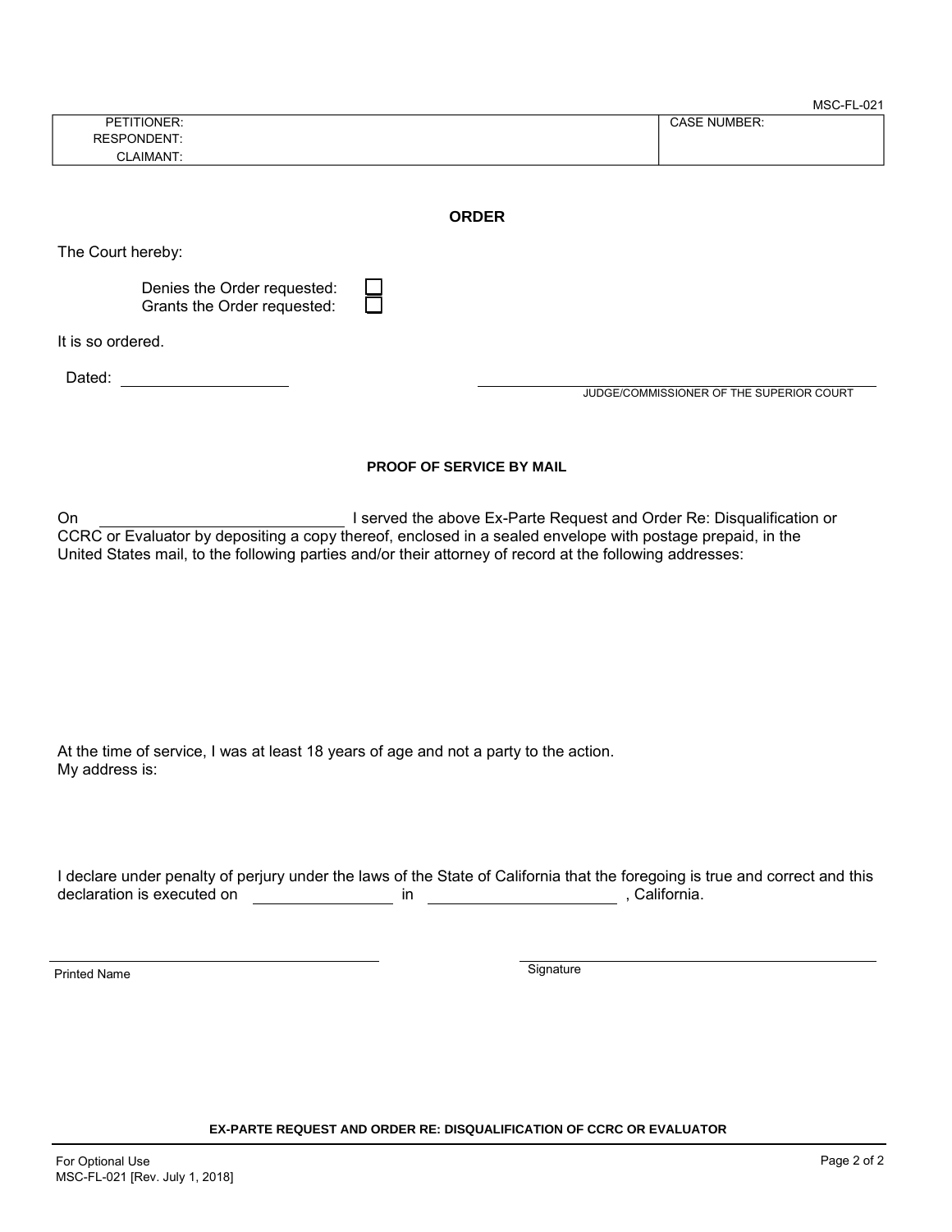MSC-FL-021

| PETITIONER:<br>RESPONDENT:<br>CLAIMANT: | CASE NUMBER: |
| --- | --- |

## ORDER

The Court hereby:

Denies the Order requested: ☐
Grants the Order requested: ☐

It is so ordered.

Dated: ____________________

______________________________
JUDGE/COMMISSIONER OF THE SUPERIOR COURT

### PROOF OF SERVICE BY MAIL

On ____________________ I served the above Ex-Parte Request and Order Re: Disqualification or CCRC or Evaluator by depositing a copy thereof, enclosed in a sealed envelope with postage prepaid, in the United States mail, to the following parties and/or their attorney of record at the following addresses:

At the time of service, I was at least 18 years of age and not a party to the action.
My address is:

I declare under penalty of perjury under the laws of the State of California that the foregoing is true and correct and this declaration is executed on ____________ in ________________ , California.

______________________________
Printed Name

______________________________
Signature

**EX-PARTE REQUEST AND ORDER RE: DISQUALIFICATION OF CCRC OR EVALUATOR**

For Optional Use
MSC-FL-021 [Rev. July 1, 2018]